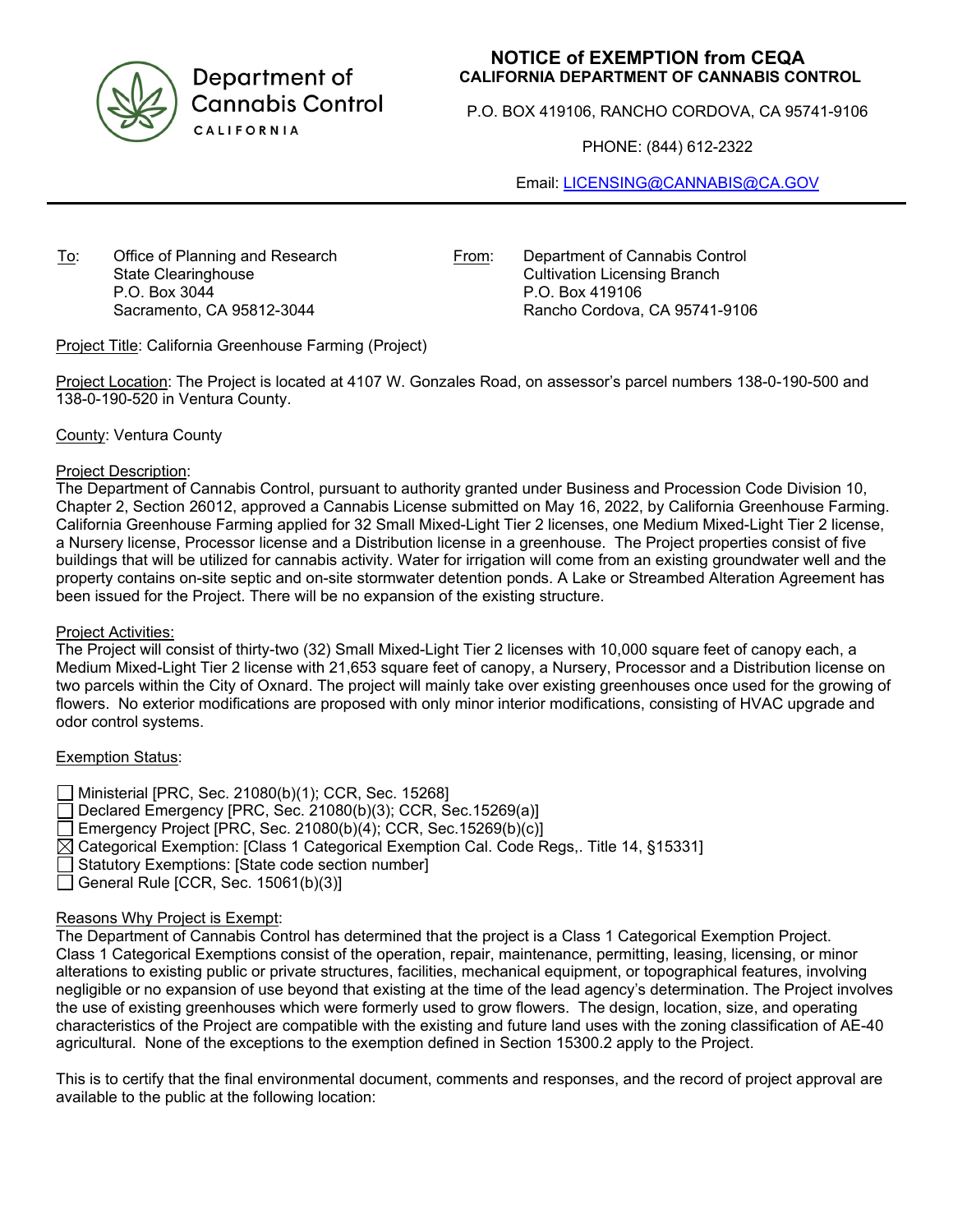Department of Cannabis Control
CALIFORNIA

# NOTICE of EXEMPTION from CEQA

**CALIFORNIA DEPARTMENT OF CANNABIS CONTROL**

P.O. BOX 419106, RANCHO CORDOVA, CA 95741-9106

PHONE: (844) 612-2322

Email: LICENSING@CANNABIS@CA.GOV

---

To: Office of Planning and Research
State Clearinghouse
P.O. Box 3044
Sacramento, CA 95812-3044

From: Department of Cannabis Control
Cultivation Licensing Branch
P.O. Box 419106
Rancho Cordova, CA 95741-9106

Project Title: California Greenhouse Farming (Project)

Project Location: The Project is located at 4107 W. Gonzales Road, on assessor's parcel numbers 138-0-190-500 and 138-0-190-520 in Ventura County.

County: Ventura County

Project Description:
The Department of Cannabis Control, pursuant to authority granted under Business and Procession Code Division 10, Chapter 2, Section 26012, approved a Cannabis License submitted on May 16, 2022, by California Greenhouse Farming. California Greenhouse Farming applied for 32 Small Mixed-Light Tier 2 licenses, one Medium Mixed-Light Tier 2 license, a Nursery license, Processor license and a Distribution license in a greenhouse. The Project properties consist of five buildings that will be utilized for cannabis activity. Water for irrigation will come from an existing groundwater well and the property contains on-site septic and on-site stormwater detention ponds. A Lake or Streambed Alteration Agreement has been issued for the Project. There will be no expansion of the existing structure.

Project Activities:
The Project will consist of thirty-two (32) Small Mixed-Light Tier 2 licenses with 10,000 square feet of canopy each, a Medium Mixed-Light Tier 2 license with 21,653 square feet of canopy, a Nursery, Processor and a Distribution license on two parcels within the City of Oxnard. The project will mainly take over existing greenhouses once used for the growing of flowers. No exterior modifications are proposed with only minor interior modifications, consisting of HVAC upgrade and odor control systems.

Exemption Status:

- ☐ Ministerial [PRC, Sec. 21080(b)(1); CCR, Sec. 15268]
- ☐ Declared Emergency [PRC, Sec. 21080(b)(3); CCR, Sec.15269(a)]
- ☐ Emergency Project [PRC, Sec. 21080(b)(4); CCR, Sec.15269(b)(c)]
- ☒ Categorical Exemption: [Class 1 Categorical Exemption Cal. Code Regs,. Title 14, §15331]
- ☐ Statutory Exemptions: [State code section number]
- ☐ General Rule [CCR, Sec. 15061(b)(3)]

Reasons Why Project is Exempt:
The Department of Cannabis Control has determined that the project is a Class 1 Categorical Exemption Project. Class 1 Categorical Exemptions consist of the operation, repair, maintenance, permitting, leasing, licensing, or minor alterations to existing public or private structures, facilities, mechanical equipment, or topographical features, involving negligible or no expansion of use beyond that existing at the time of the lead agency's determination. The Project involves the use of existing greenhouses which were formerly used to grow flowers. The design, location, size, and operating characteristics of the Project are compatible with the existing and future land uses with the zoning classification of AE-40 agricultural. None of the exceptions to the exemption defined in Section 15300.2 apply to the Project.

This is to certify that the final environmental document, comments and responses, and the record of project approval are available to the public at the following location: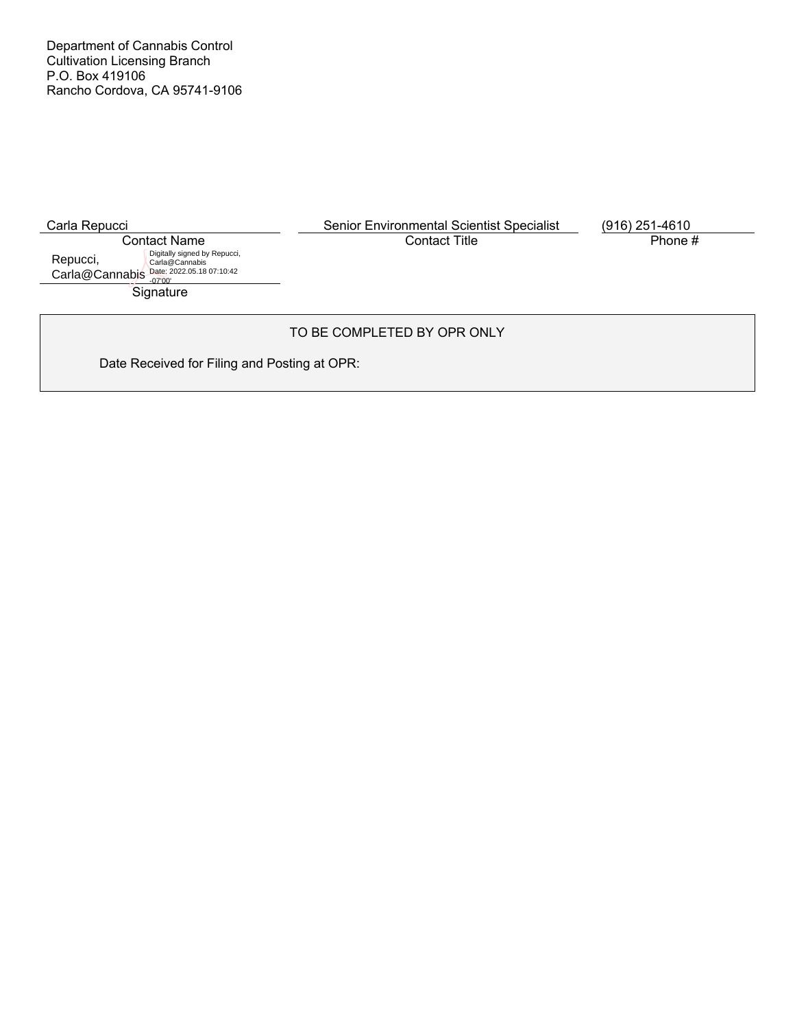Department of Cannabis Control
Cultivation Licensing Branch
P.O. Box 419106
Rancho Cordova, CA 95741-9106

| Contact Name | Contact Title | Phone # |
| --- | --- | --- |
| Carla Repucci | Senior Environmental Scientist Specialist | (916) 251-4610 |

Repucci, Carla@Cannabis — Digitally signed by Repucci, Carla@Cannabis Date: 2022.05.18 07:10:42 -07'00'

Signature

**TO BE COMPLETED BY OPR ONLY**

Date Received for Filing and Posting at OPR: